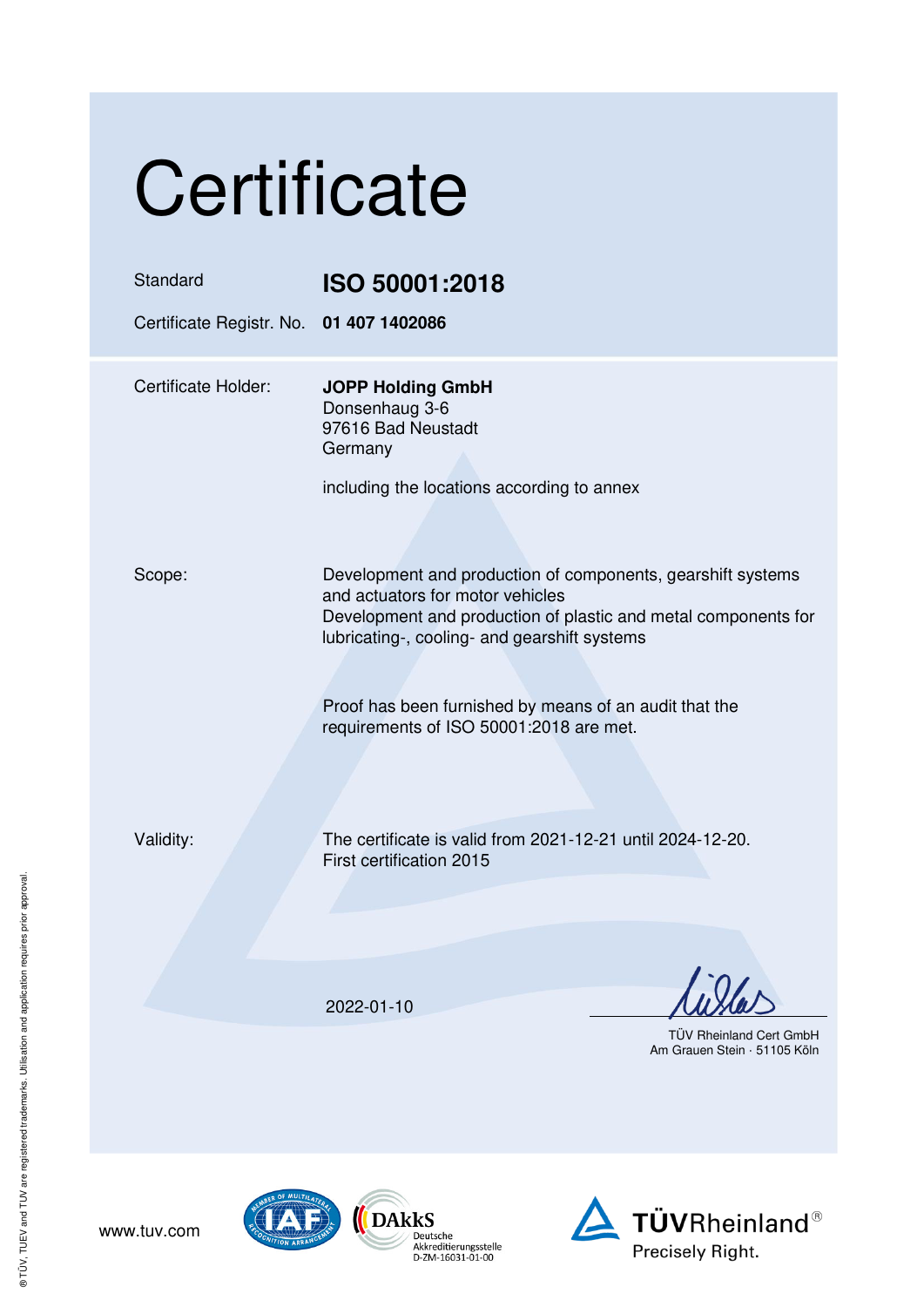# Certificate

| | |
|---|---|
| Standard | **ISO 50001:2018** |
| Certificate Registr. No. | **01 407 1402086** |

| | |
|---|---|
| Certificate Holder: | **JOPP Holding GmbH**<br>Donsenhaug 3-6<br>97616 Bad Neustadt<br>Germany<br><br>including the locations according to annex |
| Scope: | Development and production of components, gearshift systems and actuators for motor vehicles<br>Development and production of plastic and metal components for lubricating-, cooling- and gearshift systems<br><br>Proof has been furnished by means of an audit that the requirements of ISO 50001:2018 are met. |
| Validity: | The certificate is valid from 2021-12-21 until 2024-12-20.<br>First certification 2015 |

2022-01-10

TÜV Rheinland Cert GmbH
Am Grauen Stein · 51105 Köln

www.tuv.com

DAkkS Deutsche Akkreditierungsstelle D-ZM-16031-01-00

TÜVRheinland® Precisely Right.

® TÜV, TUEV and TUV are registered trademarks. Utilisation and application requires prior approval.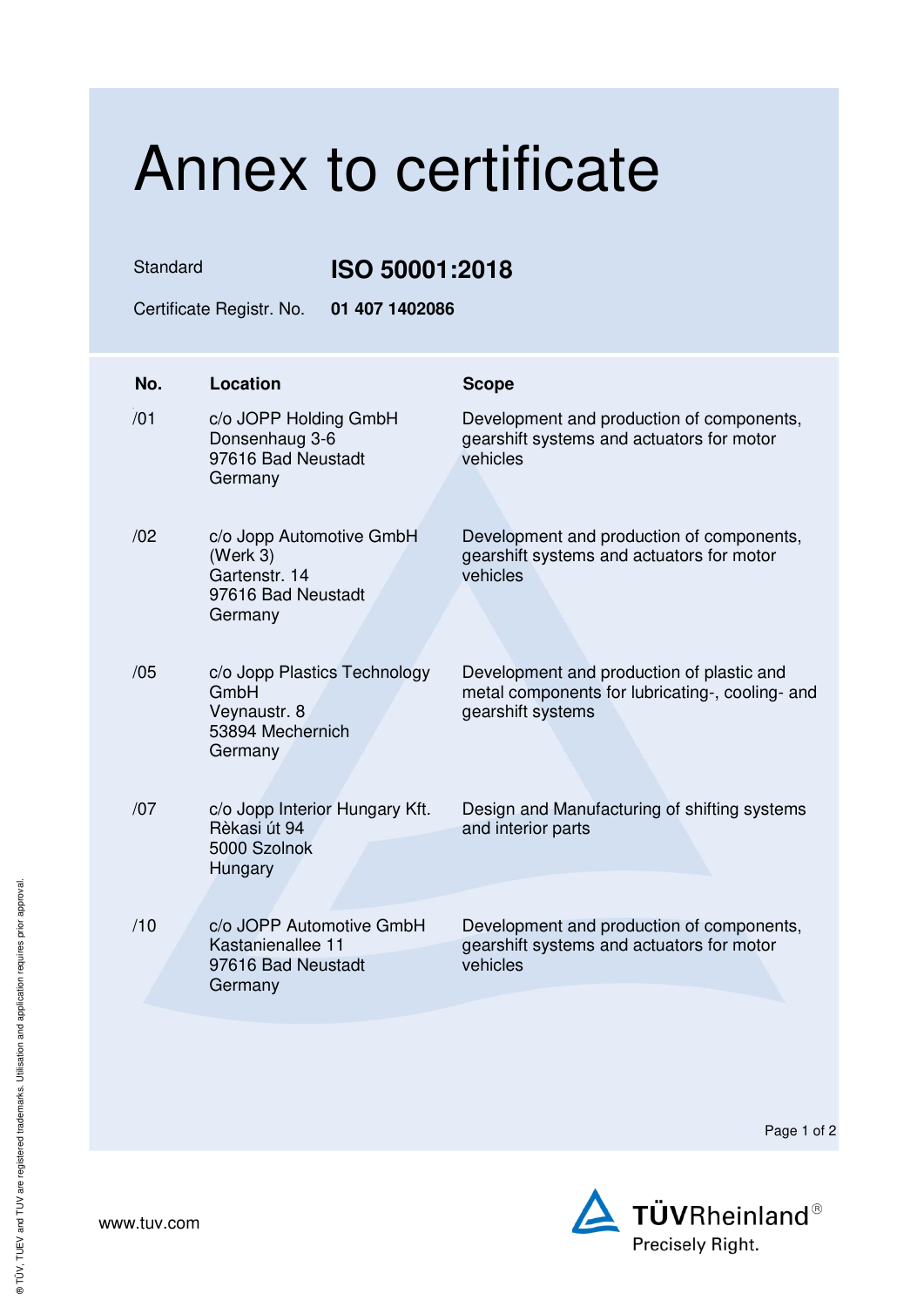# Annex to certificate

Standard **ISO 50001:2018**

Certificate Registr. No. **01 407 1402086**

| No. | Location | Scope |
|---|---|---|
| /01 | c/o JOPP Holding GmbH<br>Donsenhaug 3-6<br>97616 Bad Neustadt<br>Germany | Development and production of components, gearshift systems and actuators for motor vehicles |
| /02 | c/o Jopp Automotive GmbH<br>(Werk 3)<br>Gartenstr. 14<br>97616 Bad Neustadt<br>Germany | Development and production of components, gearshift systems and actuators for motor vehicles |
| /05 | c/o Jopp Plastics Technology GmbH<br>Veynaustr. 8<br>53894 Mechernich<br>Germany | Development and production of plastic and metal components for lubricating-, cooling- and gearshift systems |
| /07 | c/o Jopp Interior Hungary Kft.<br>Rèkasi út 94<br>5000 Szolnok<br>Hungary | Design and Manufacturing of shifting systems and interior parts |
| /10 | c/o JOPP Automotive GmbH<br>Kastanienallee 11<br>97616 Bad Neustadt<br>Germany | Development and production of components, gearshift systems and actuators for motor vehicles |

www.tuv.com

TÜVRheinland®
Precisely Right.

® TÜV, TUEV and TUV are registered trademarks. Utilisation and application requires prior approval.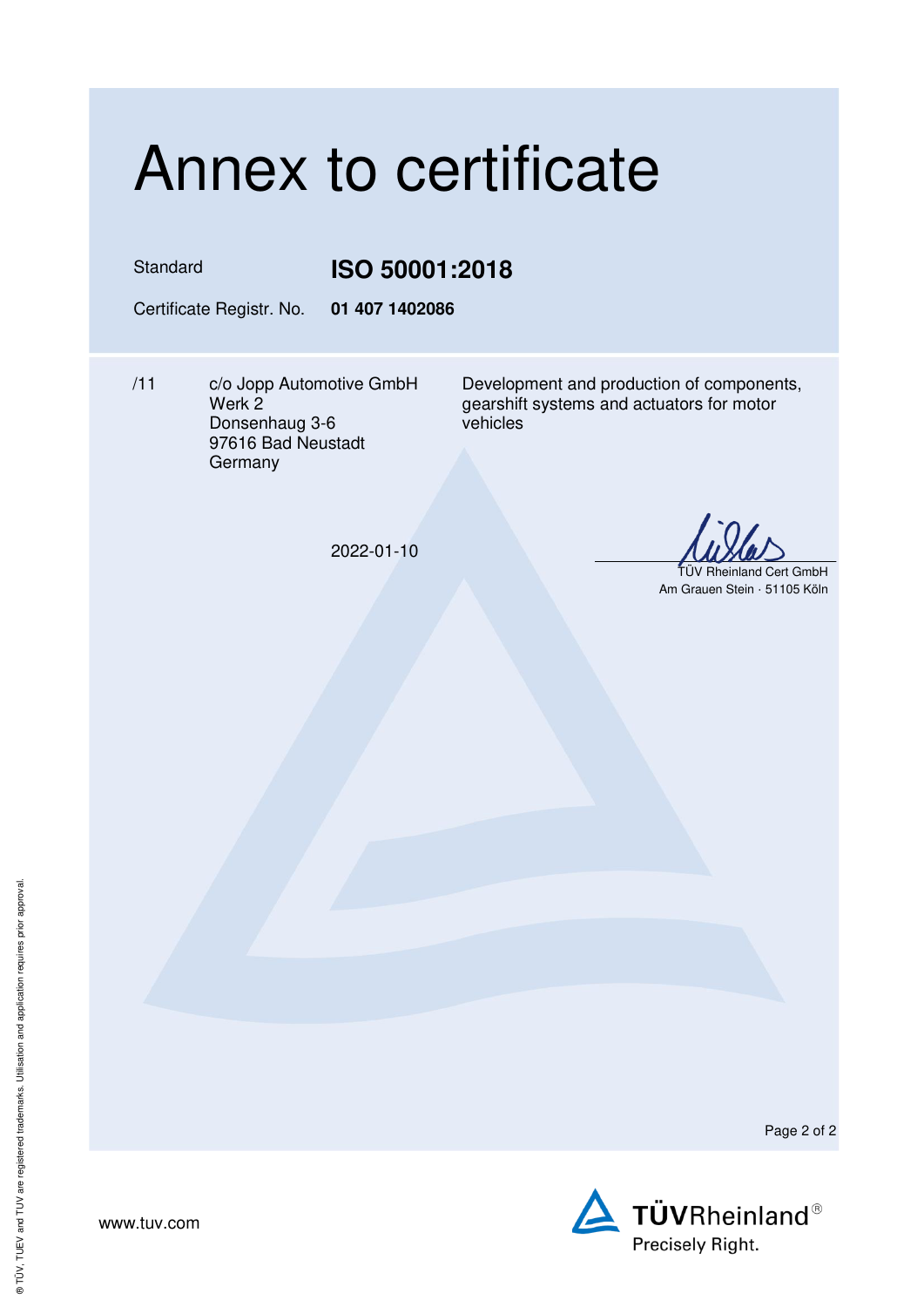# Annex to certificate

Standard **ISO 50001:2018**

Certificate Registr. No. **01 407 1402086**

| | | |
|---|---|---|
| /11 | c/o Jopp Automotive GmbH<br>Werk 2<br>Donsenhaug 3-6<br>97616 Bad Neustadt<br>Germany | Development and production of components, gearshift systems and actuators for motor vehicles |

2022-01-10

TÜV Rheinland Cert GmbH
Am Grauen Stein · 51105 Köln

www.tuv.com

TÜVRheinland®
Precisely Right.

® TÜV, TUEV and TUV are registered trademarks. Utilisation and application requires prior approval.